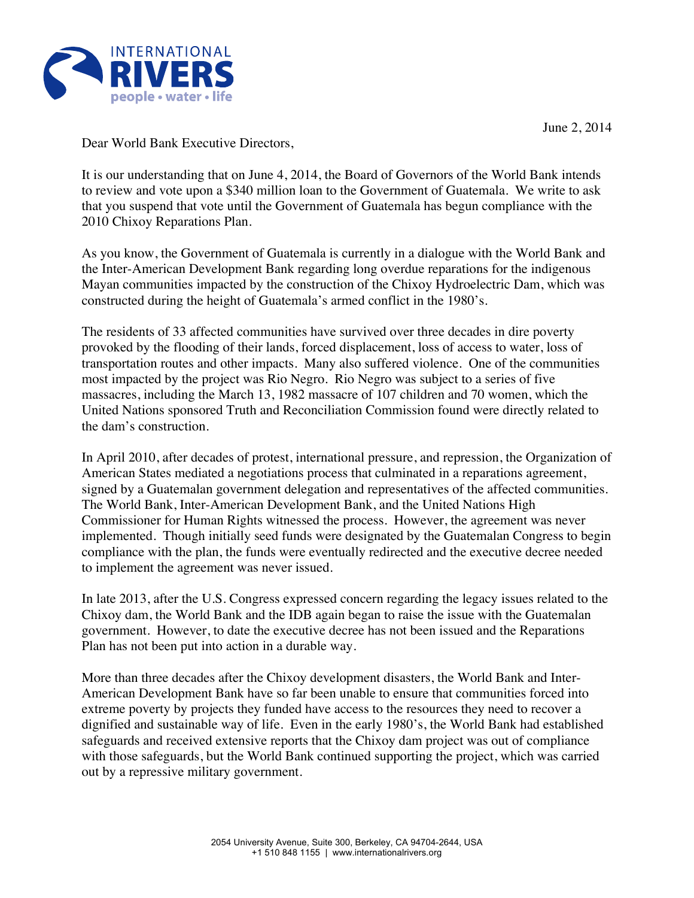INTERNATIONAL RIVERS
people • water • life

June 2, 2014

Dear World Bank Executive Directors,

It is our understanding that on June 4, 2014, the Board of Governors of the World Bank intends to review and vote upon a $340 million loan to the Government of Guatemala. We write to ask that you suspend that vote until the Government of Guatemala has begun compliance with the 2010 Chixoy Reparations Plan.

As you know, the Government of Guatemala is currently in a dialogue with the World Bank and the Inter-American Development Bank regarding long overdue reparations for the indigenous Mayan communities impacted by the construction of the Chixoy Hydroelectric Dam, which was constructed during the height of Guatemala's armed conflict in the 1980's.

The residents of 33 affected communities have survived over three decades in dire poverty provoked by the flooding of their lands, forced displacement, loss of access to water, loss of transportation routes and other impacts. Many also suffered violence. One of the communities most impacted by the project was Rio Negro. Rio Negro was subject to a series of five massacres, including the March 13, 1982 massacre of 107 children and 70 women, which the United Nations sponsored Truth and Reconciliation Commission found were directly related to the dam's construction.

In April 2010, after decades of protest, international pressure, and repression, the Organization of American States mediated a negotiations process that culminated in a reparations agreement, signed by a Guatemalan government delegation and representatives of the affected communities. The World Bank, Inter-American Development Bank, and the United Nations High Commissioner for Human Rights witnessed the process. However, the agreement was never implemented. Though initially seed funds were designated by the Guatemalan Congress to begin compliance with the plan, the funds were eventually redirected and the executive decree needed to implement the agreement was never issued.

In late 2013, after the U.S. Congress expressed concern regarding the legacy issues related to the Chixoy dam, the World Bank and the IDB again began to raise the issue with the Guatemalan government. However, to date the executive decree has not been issued and the Reparations Plan has not been put into action in a durable way.

More than three decades after the Chixoy development disasters, the World Bank and Inter-American Development Bank have so far been unable to ensure that communities forced into extreme poverty by projects they funded have access to the resources they need to recover a dignified and sustainable way of life. Even in the early 1980's, the World Bank had established safeguards and received extensive reports that the Chixoy dam project was out of compliance with those safeguards, but the World Bank continued supporting the project, which was carried out by a repressive military government.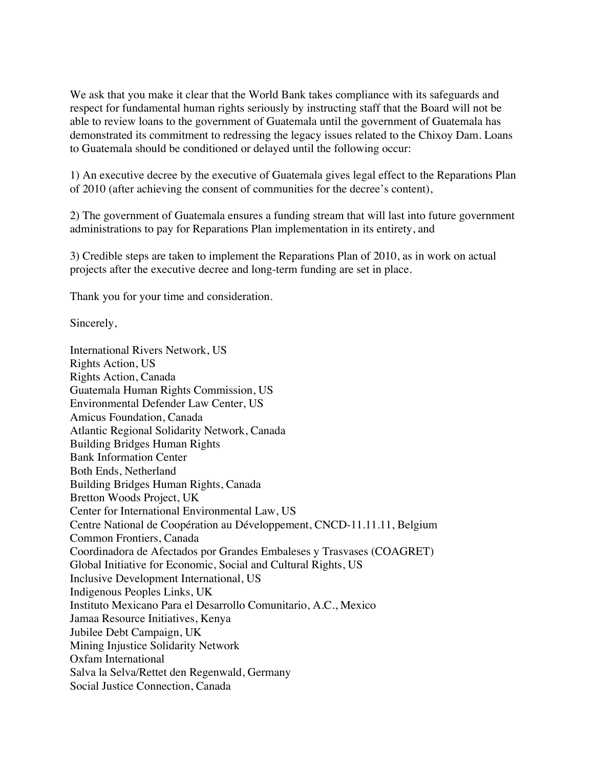We ask that you make it clear that the World Bank takes compliance with its safeguards and respect for fundamental human rights seriously by instructing staff that the Board will not be able to review loans to the government of Guatemala until the government of Guatemala has demonstrated its commitment to redressing the legacy issues related to the Chixoy Dam. Loans to Guatemala should be conditioned or delayed until the following occur:

1) An executive decree by the executive of Guatemala gives legal effect to the Reparations Plan of 2010 (after achieving the consent of communities for the decree's content),

2) The government of Guatemala ensures a funding stream that will last into future government administrations to pay for Reparations Plan implementation in its entirety, and

3) Credible steps are taken to implement the Reparations Plan of 2010, as in work on actual projects after the executive decree and long-term funding are set in place.

Thank you for your time and consideration.

Sincerely,

International Rivers Network, US  
Rights Action, US  
Rights Action, Canada  
Guatemala Human Rights Commission, US  
Environmental Defender Law Center, US  
Amicus Foundation, Canada  
Atlantic Regional Solidarity Network, Canada  
Building Bridges Human Rights  
Bank Information Center  
Both Ends, Netherland  
Building Bridges Human Rights, Canada  
Bretton Woods Project, UK  
Center for International Environmental Law, US  
Centre National de Coopération au Développement, CNCD-11.11.11, Belgium  
Common Frontiers, Canada  
Coordinadora de Afectados por Grandes Embaleses y Trasvases (COAGRET)  
Global Initiative for Economic, Social and Cultural Rights, US  
Inclusive Development International, US  
Indigenous Peoples Links, UK  
Instituto Mexicano Para el Desarrollo Comunitario, A.C., Mexico  
Jamaa Resource Initiatives, Kenya  
Jubilee Debt Campaign, UK  
Mining Injustice Solidarity Network  
Oxfam International  
Salva la Selva/Rettet den Regenwald, Germany  
Social Justice Connection, Canada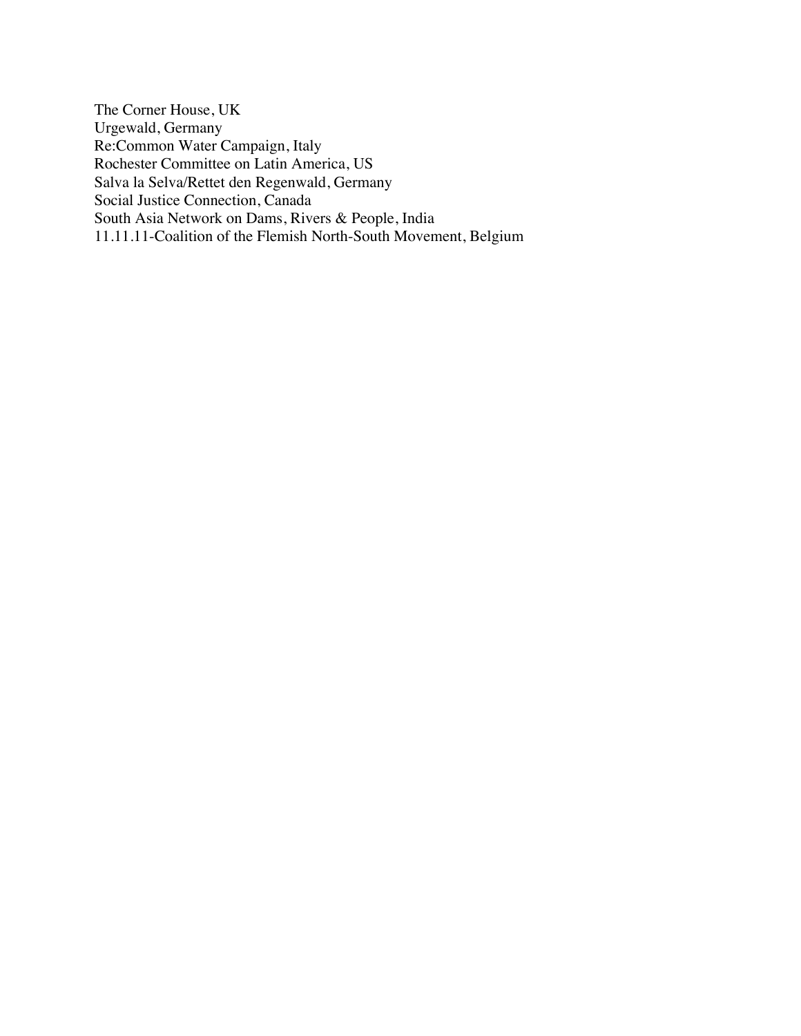The Corner House, UK
Urgewald, Germany
Re:Common Water Campaign, Italy
Rochester Committee on Latin America, US
Salva la Selva/Rettet den Regenwald, Germany
Social Justice Connection, Canada
South Asia Network on Dams, Rivers & People, India
11.11.11-Coalition of the Flemish North-South Movement, Belgium